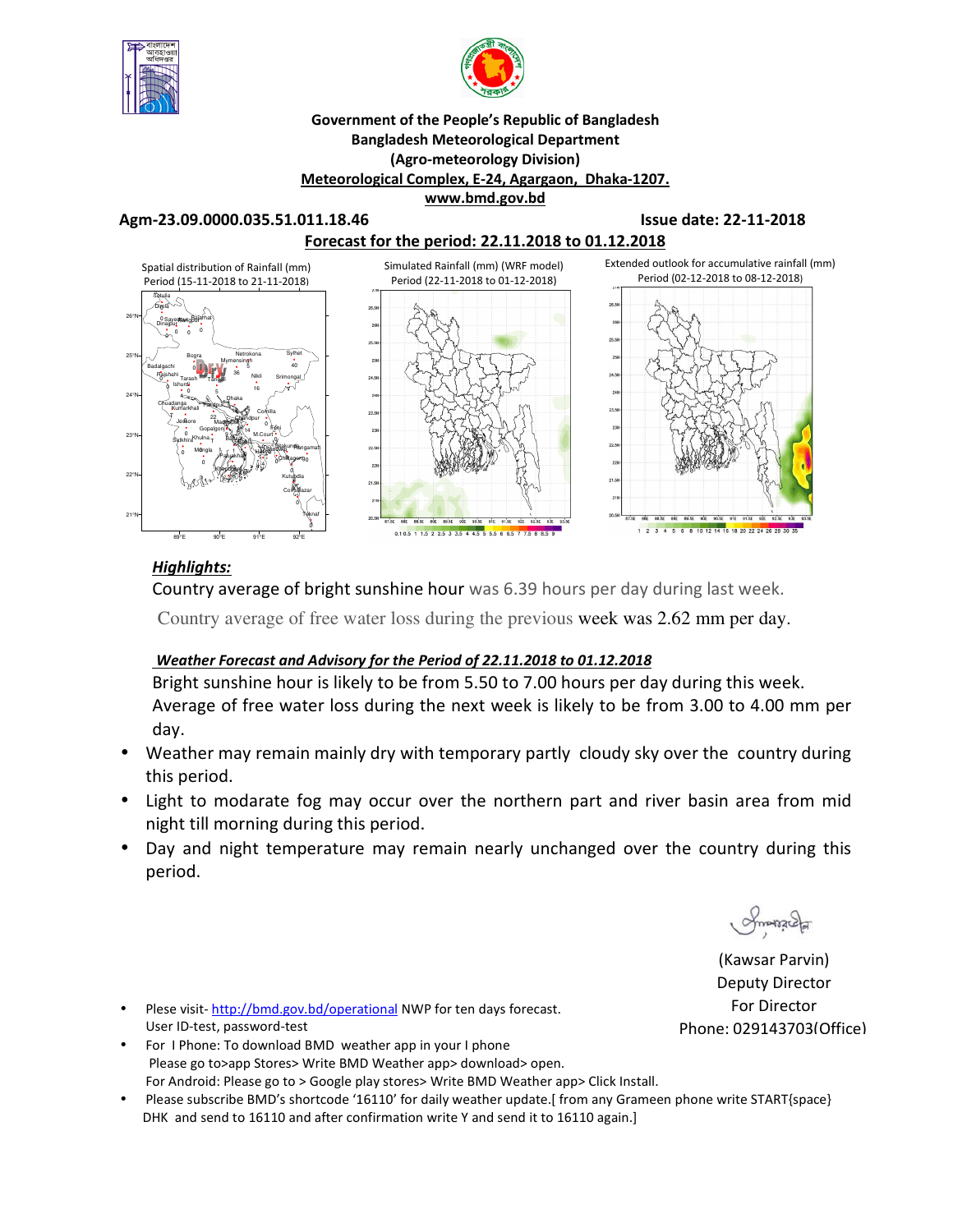**Government of the People's Republic of Bangladesh**
**Bangladesh Meteorological Department**
**(Agro-meteorology Division)**
**Meteorological Complex, E-24, Agargaon, Dhaka-1207.**
**www.bmd.gov.bd**

**Agm-23.09.0000.035.51.011.18.46** **Issue date: 22-11-2018**

**Forecast for the period: 22.11.2018 to 01.12.2018**

Spatial distribution of Rainfall (mm) Period (15-11-2018 to 21-11-2018)

Simulated Rainfall (mm) (WRF model) Period (22-11-2018 to 01-12-2018)

Extended outlook for accumulative rainfall (mm) Period (02-12-2018 to 08-12-2018)

***Highlights:***

Country average of bright sunshine hour was 6.39 hours per day during last week.

Country average of free water loss during the previous week was 2.62 mm per day.

***Weather Forecast and Advisory for the Period of 22.11.2018 to 01.12.2018***

Bright sunshine hour is likely to be from 5.50 to 7.00 hours per day during this week.
Average of free water loss during the next week is likely to be from 3.00 to 4.00 mm per day.

- Weather may remain mainly dry with temporary partly cloudy sky over the country during this period.
- Light to modarate fog may occur over the northern part and river basin area from mid night till morning during this period.
- Day and night temperature may remain nearly unchanged over the country during this period.

(Kawsar Parvin)
Deputy Director
For Director
Phone: 029143703(Office)

- Plese visit- http://bmd.gov.bd/operational NWP for ten days forecast. User ID-test, password-test
- For I Phone: To download BMD weather app in your I phone Please go to>app Stores> Write BMD Weather app> download> open. For Android: Please go to > Google play stores> Write BMD Weather app> Click Install.
- Please subscribe BMD's shortcode '16110' for daily weather update.[ from any Grameen phone write START{space} DHK and send to 16110 and after confirmation write Y and send it to 16110 again.]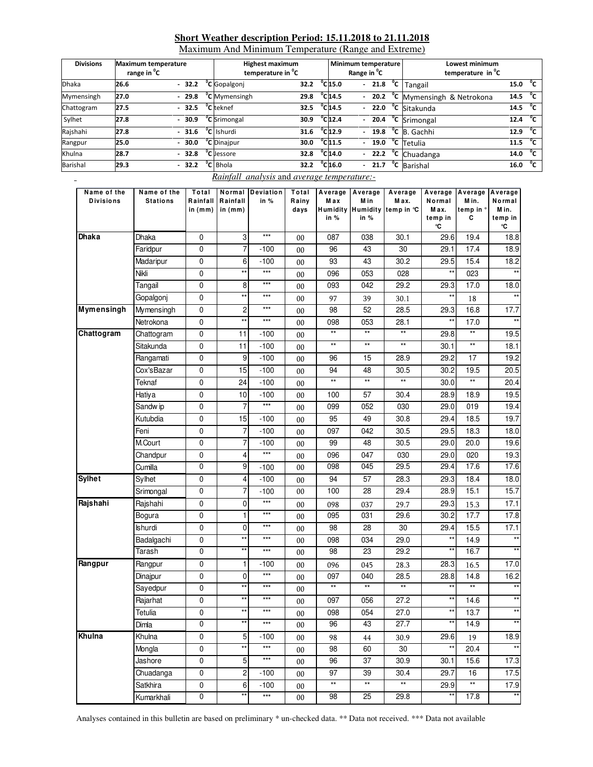## Short Weather description Period: 15.11.2018 to 21.11.2018

Maximum And Minimum Temperature (Range and Extreme)

| Divisions | Maximum temperature range in $^0$C | Highest maximum temperature in $^0$C | | Minimum temperature Range in $^0$C | Lowest minimum temperature in $^0$C | |
|---|---|---|---|---|---|---|
| Dhaka | 26.6 - 32.2 $^0$C | Gopalgonj | 32.2 $^0$C | 15.0 - 21.8 $^0$C | Tangail | 15.0 $^0$C |
| Mymensingh | 27.0 - 29.8 $^0$C | Mymensingh | 29.8 $^0$C | 14.5 - 20.2 $^0$C | Mymensingh & Netrokona | 14.5 $^0$C |
| Chattogram | 27.5 - 32.5 $^0$C | teknef | 32.5 $^0$C | 14.5 - 22.0 $^0$C | Sitakunda | 14.5 $^0$C |
| Sylhet | 27.8 - 30.9 $^0$C | Srimongal | 30.9 $^0$C | 12.4 - 20.4 $^0$C | Srimongal | 12.4 $^0$C |
| Rajshahi | 27.8 - 31.6 $^0$C | Ishurdi | 31.6 $^0$C | 12.9 - 19.8 $^0$C | B. Gachhi | 12.9 $^0$C |
| Rangpur | 25.0 - 30.0 $^0$C | Dinajpur | 30.0 $^0$C | 11.5 - 19.0 $^0$C | Tetulia | 11.5 $^0$C |
| Khulna | 28.7 - 32.8 $^0$C | Jessore | 32.8 $^0$C | 14.0 - 22.2 $^0$C | Chuadanga | 14.0 $^0$C |
| Barishal | 29.3 - 32.2 $^0$C | Bhola | 32.2 $^0$C | 16.0 - 21.7 $^0$C | Barishal | 16.0 $^0$C |

*Rainfall analysis* and *average temperature:-*

| Name of the Divisions | Name of the Stations | Total Rainfall in (mm) | Normal Rainfall in (mm) | Deviation in % | Total Rainy days | Average Max Humidity in % | Average Min Humidity in % | Average Max. temp in °C | Average Normal Max. temp in °C | Average Min. temp in °C | Average Normal Min. temp in °C |
|---|---|---|---|---|---|---|---|---|---|---|---|
| **Dhaka** | Dhaka | 0 | 3 | *** | 00 | 087 | 038 | 30.1 | 29.6 | 19.4 | 18.8 |
| | Faridpur | 0 | 7 | -100 | 00 | 96 | 43 | 30 | 29.1 | 17.4 | 18.9 |
| | Madaripur | 0 | 6 | -100 | 00 | 93 | 43 | 30.2 | 29.5 | 15.4 | 18.2 |
| | Nikli | 0 | ** | *** | 00 | 096 | 053 | 028 | ** | 023 | ** |
| | Tangail | 0 | 8 | *** | 00 | 093 | 042 | 29.2 | 29.3 | 17.0 | 18.0 |
| | Gopalgonj | 0 | ** | *** | 00 | 97 | 39 | 30.1 | ** | 18 | ** |
| **Mymensingh** | Mymensingh | 0 | 2 | *** | 00 | 98 | 52 | 28.5 | 29.3 | 16.8 | 17.7 |
| | Netrokona | 0 | ** | *** | 00 | 098 | 053 | 28.1 | ** | 17.0 | ** |
| **Chattogram** | Chattogram | 0 | 11 | -100 | 00 | ** | ** | ** | 29.8 | ** | 19.5 |
| | Sitakunda | 0 | 11 | -100 | 00 | ** | ** | ** | 30.1 | ** | 18.1 |
| | Rangamati | 0 | 9 | -100 | 00 | 96 | 15 | 28.9 | 29.2 | 17 | 19.2 |
| | Cox'sBazar | 0 | 15 | -100 | 00 | 94 | 48 | 30.5 | 30.2 | 19.5 | 20.5 |
| | Teknaf | 0 | 24 | -100 | 00 | ** | ** | ** | 30.0 | ** | 20.4 |
| | Hatiya | 0 | 10 | -100 | 00 | 100 | 57 | 30.4 | 28.9 | 18.9 | 19.5 |
| | Sandwip | 0 | 7 | *** | 00 | 099 | 052 | 030 | 29.0 | 019 | 19.4 |
| | Kutubdia | 0 | 15 | -100 | 00 | 95 | 49 | 30.8 | 29.4 | 18.5 | 19.7 |
| | Feni | 0 | 7 | -100 | 00 | 097 | 042 | 30.5 | 29.5 | 18.3 | 18.0 |
| | M.Court | 0 | 7 | -100 | 00 | 99 | 48 | 30.5 | 29.0 | 20.0 | 19.6 |
| | Chandpur | 0 | 4 | *** | 00 | 096 | 047 | 030 | 29.0 | 020 | 19.3 |
| | Cumilla | 0 | 9 | -100 | 00 | 098 | 045 | 29.5 | 29.4 | 17.6 | 17.6 |
| **Sylhet** | Sylhet | 0 | 4 | -100 | 00 | 94 | 57 | 28.3 | 29.3 | 18.4 | 18.0 |
| | Srimongal | 0 | 7 | -100 | 00 | 100 | 28 | 29.4 | 28.9 | 15.1 | 15.7 |
| **Rajshahi** | Rajshahi | 0 | 0 | *** | 00 | 098 | 037 | 29.7 | 29.3 | 15.3 | 17.1 |
| | Bogura | 0 | 1 | *** | 00 | 095 | 031 | 29.6 | 30.2 | 17.7 | 17.8 |
| | Ishurdi | 0 | 0 | *** | 00 | 98 | 28 | 30 | 29.4 | 15.5 | 17.1 |
| | Badalgachi | 0 | ** | *** | 00 | 098 | 034 | 29.0 | ** | 14.9 | ** |
| | Tarash | 0 | ** | *** | 00 | 98 | 23 | 29.2 | ** | 16.7 | ** |
| **Rangpur** | Rangpur | 0 | 1 | -100 | 00 | 096 | 045 | 28.3 | 28.3 | 16.5 | 17.0 |
| | Dinajpur | 0 | 0 | *** | 00 | 097 | 040 | 28.5 | 28.8 | 14.8 | 16.2 |
| | Sayedpur | 0 | ** | *** | 00 | ** | ** | ** | ** | ** | ** |
| | Rajarhat | 0 | ** | *** | 00 | 097 | 056 | 27.2 | ** | 14.6 | ** |
| | Tetulia | 0 | ** | *** | 00 | 098 | 054 | 27.0 | ** | 13.7 | ** |
| | Dimla | 0 | ** | *** | 00 | 96 | 43 | 27.7 | ** | 14.9 | ** |
| **Khulna** | Khulna | 0 | 5 | -100 | 00 | 98 | 44 | 30.9 | 29.6 | 19 | 18.9 |
| | Mongla | 0 | ** | *** | 00 | 98 | 60 | 30 | ** | 20.4 | ** |
| | Jashore | 0 | 5 | *** | 00 | 96 | 37 | 30.9 | 30.1 | 15.6 | 17.3 |
| | Chuadanga | 0 | 2 | -100 | 00 | 97 | 39 | 30.4 | 29.7 | 16 | 17.5 |
| | Satkhira | 0 | 6 | -100 | 00 | ** | ** | ** | 29.9 | ** | 17.9 |
| | Kumarkhali | 0 | ** | *** | 00 | 98 | 25 | 29.8 | ** | 17.8 | ** |

Analyses contained in this bulletin are based on preliminary * un-checked data. ** Data not received. *** Data not available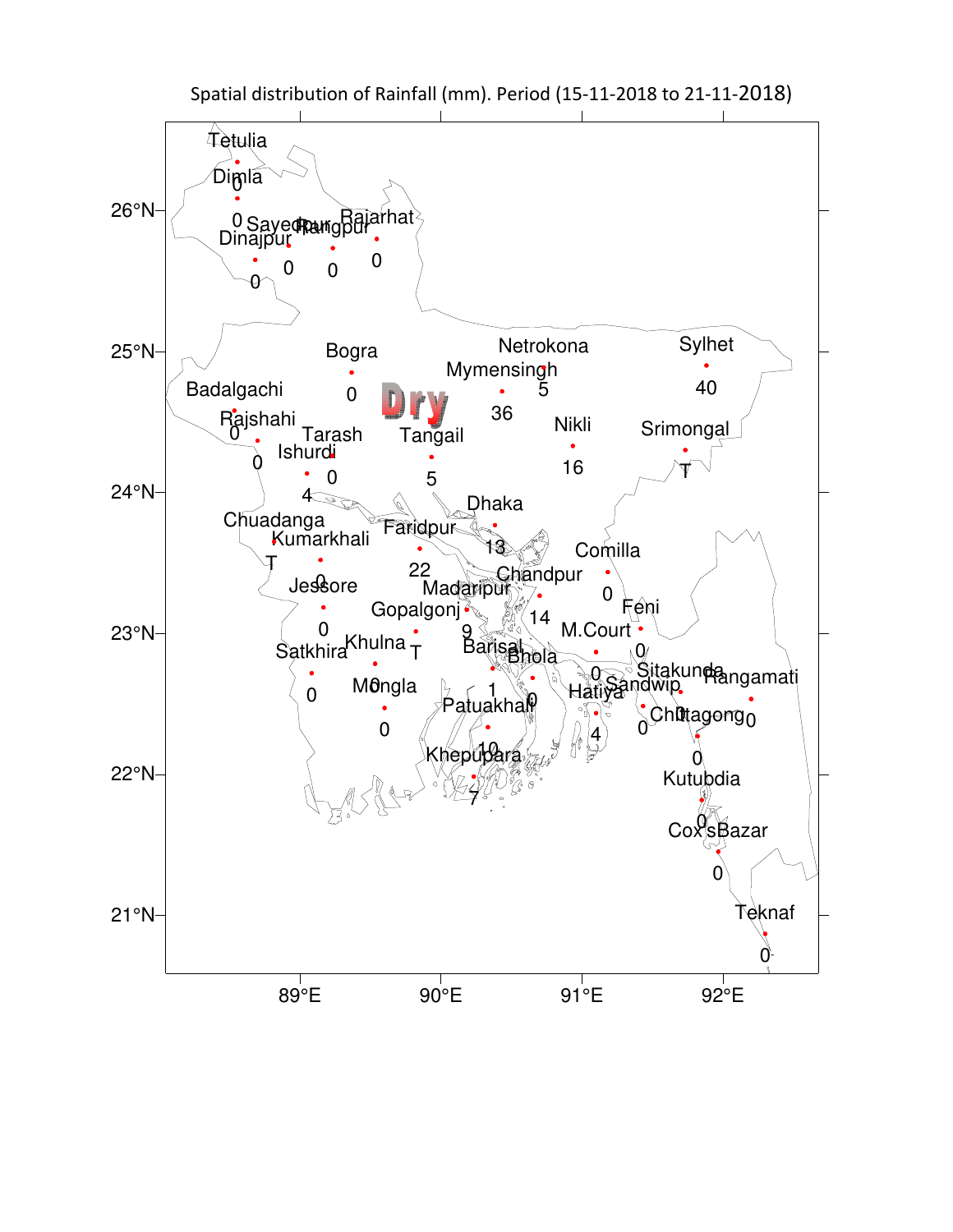Spatial distribution of Rainfall (mm). Period (15-11-2018 to 21-11-2018)

**Dry**

| Station | Rainfall (mm) |
|---|---|
| Tetulia | 0 |
| Dimla | 0 |
| Dinajpur | 0 |
| Sayedpur | 0 |
| Rangpur | 0 |
| Rajarhat | 0 |
| Bogra | 0 |
| Badalgachi | 0 |
| Rajshahi | 0 |
| Ishurdi | 4 |
| Tarash | 0 |
| Tangail | 5 |
| Mymensingh | 36 |
| Netrokona | 5 |
| Sylhet | 40 |
| Nikli | 16 |
| Srimongal | T |
| Dhaka | 13 |
| Faridpur | 22 |
| Chuadanga | T |
| Kumarkhali | 0 |
| Jessore | 0 |
| Madaripur | 9 |
| Gopalgonj | T |
| Chandpur | 14 |
| Comilla | 0 |
| Feni | 0 |
| M.Court | 0 |
| Satkhira | 0 |
| Khulna | 0 |
| Mongla | 0 |
| Barisal | 1 |
| Bhola | 0 |
| Patuakhali | 10 |
| Khepupara | 7 |
| Hatiya | 4 |
| Sandwip | 0 |
| Sitakunda | 0 |
| Rangamati | 0 |
| Chittagong | 0 |
| Kutubdia | 0 |
| Cox'sBazar | 0 |
| Teknaf | 0 |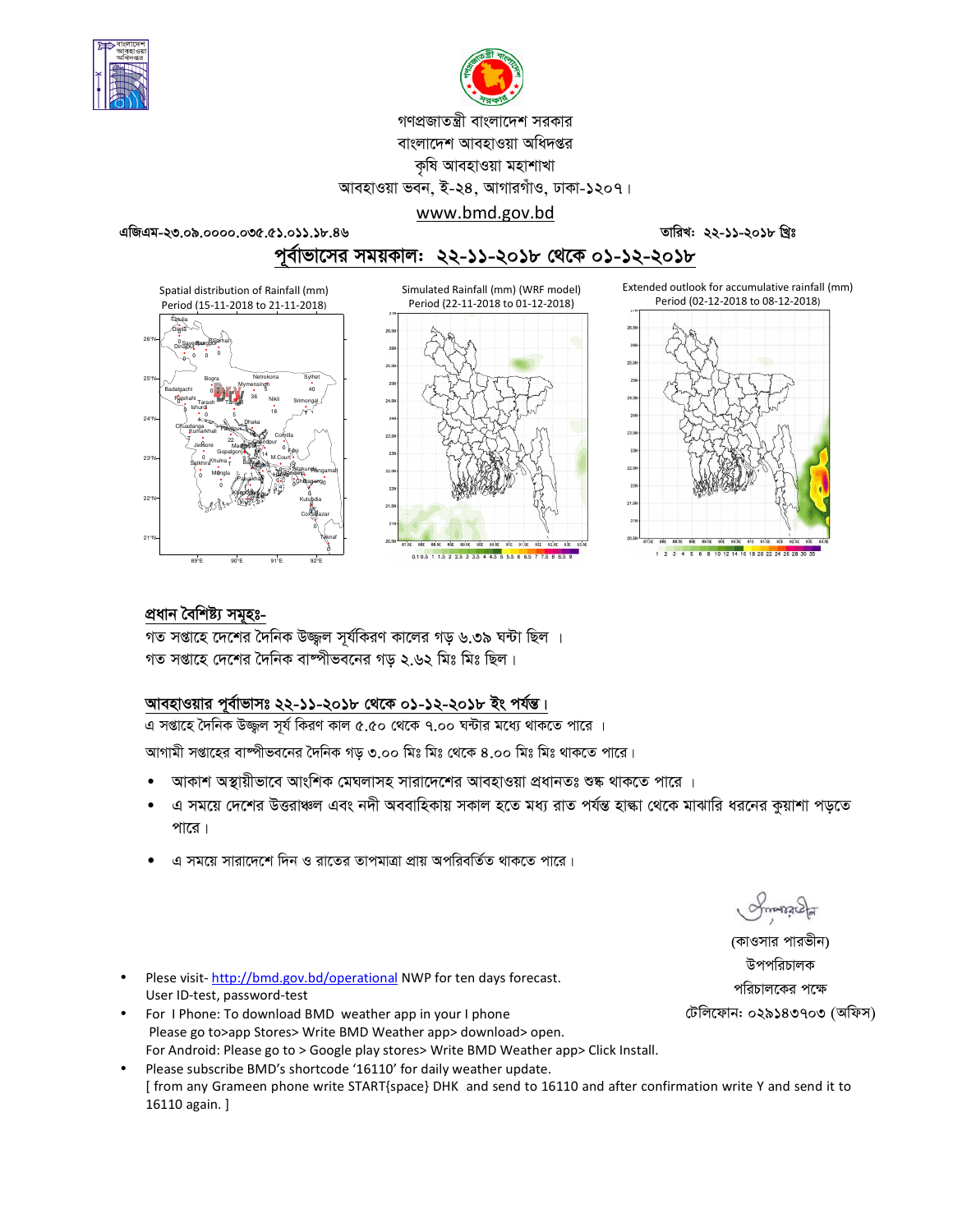গণপ্রজাতন্ত্রী বাংলাদেশ সরকার
বাংলাদেশ আবহাওয়া অধিদপ্তর
কৃষি আবহাওয়া মহাশাখা
আবহাওয়া ভবন, ই-২৪, আগারগাঁও, ঢাকা-১২০৭।
www.bmd.gov.bd

এজিএম-২৩.০৯.০০০০.০৩৫.৫১.০১১.১৮.৪৬ তারিখ: ২২-১১-২০১৮ খ্রিঃ

## পূর্বাভাসের সময়কাল: ২২-১১-২০১৮ থেকে ০১-১২-২০১৮

Spatial distribution of Rainfall (mm) Period (15-11-2018 to 21-11-2018)

Simulated Rainfall (mm) (WRF model) Period (22-11-2018 to 01-12-2018)

Extended outlook for accumulative rainfall (mm) Period (02-12-2018 to 08-12-2018)

### প্রধান বৈশিষ্ট্য সমূহঃ-

গত সপ্তাহে দেশের দৈনিক উজ্জ্বল সূর্যকিরণ কালের গড় ৬.৩৯ ঘন্টা ছিল ।
গত সপ্তাহে দেশের দৈনিক বাষ্পীভবনের গড় ২.৬২ মিঃ মিঃ ছিল।

### আবহাওয়ার পূর্বাভাসঃ ২২-১১-২০১৮ থেকে ০১-১২-২০১৮ ইং পর্যন্ত।

এ সপ্তাহে দৈনিক উজ্জ্বল সূর্য কিরণ কাল ৫.৫০ থেকে ৭.০০ ঘন্টার মধ্যে থাকতে পারে ।

আগামী সপ্তাহের বাষ্পীভবনের দৈনিক গড় ৩.০০ মিঃ মিঃ থেকে ৪.০০ মিঃ মিঃ থাকতে পারে।

- আকাশ অস্থায়ীভাবে আংশিক মেঘলাসহ সারাদেশের আবহাওয়া প্রধানতঃ শুষ্ক থাকতে পারে ।
- এ সময়ে দেশের উত্তরাঞ্চল এবং নদী অববাহিকায় সকাল হতে মধ্য রাত পর্যন্ত হাল্কা থেকে মাঝারি ধরনের কুয়াশা পড়তে পারে।
- এ সময়ে সারাদেশে দিন ও রাতের তাপমাত্রা প্রায় অপরিবর্তিত থাকতে পারে।

(কাওসার পারভীন)
উপপরিচালক
পরিচালকের পক্ষে
টেলিফোন: ০২৯১৪৩৭০৩ (অফিস)

- Plese visit- http://bmd.gov.bd/operational NWP for ten days forecast.
  User ID-test, password-test
- For I Phone: To download BMD weather app in your I phone
  Please go to>app Stores> Write BMD Weather app> download> open.
  For Android: Please go to > Google play stores> Write BMD Weather app> Click Install.
- Please subscribe BMD's shortcode '16110' for daily weather update.
  [ from any Grameen phone write START{space} DHK and send to 16110 and after confirmation write Y and send it to 16110 again. ]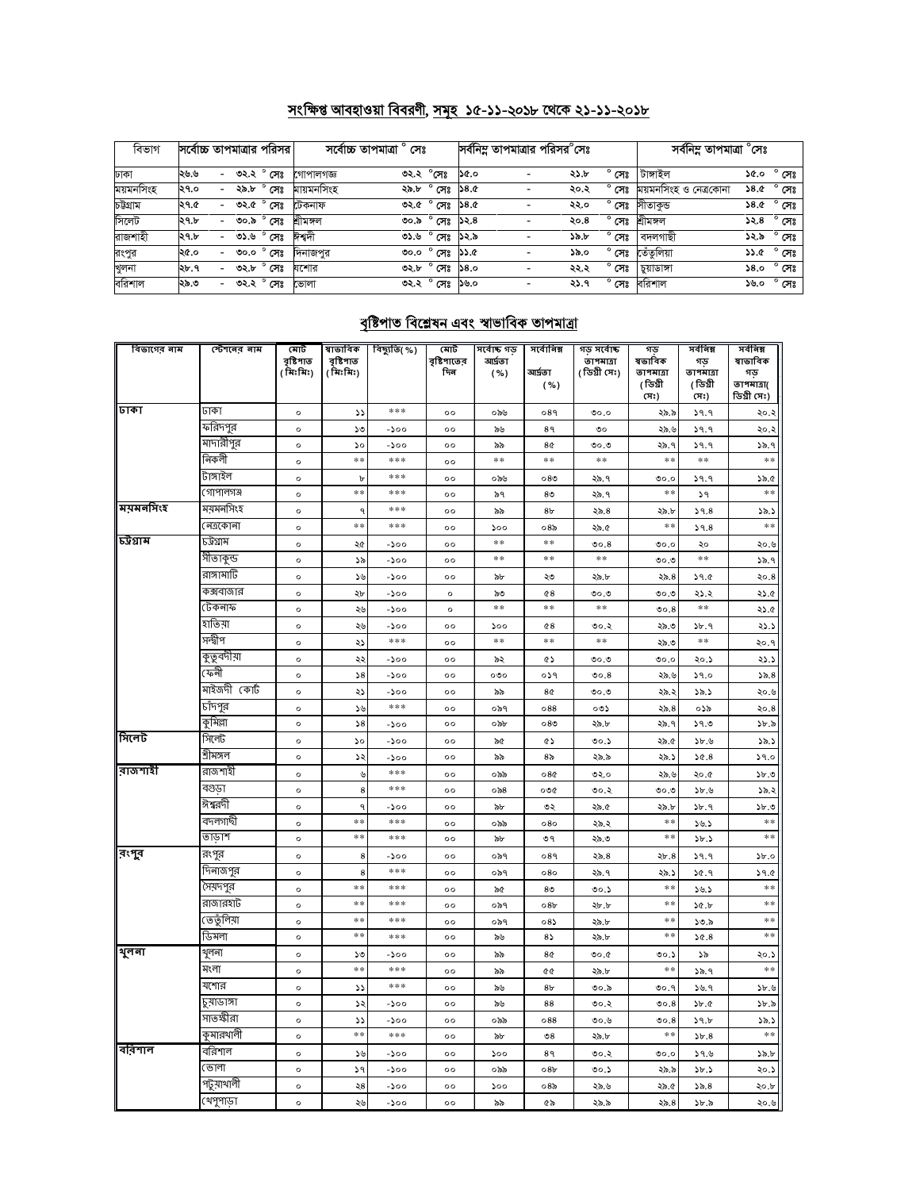## সংক্ষিপ্ত আবহাওয়া বিবরণী, সমূহ ১৫-১১-২০১৮ থেকে ২১-১১-২০১৮

| বিভাগ | সর্বোচ্চ তাপমাত্রার পরিসর | সর্বোচ্চ তাপমাত্রা ° সেঃ | | সর্বনিম্ন তাপমাত্রার পরিসর °সেঃ | সর্বনিম্ন তাপমাত্রা °সেঃ | |
|---|---|---|---|---|---|---|
| ঢাকা | ২৬.৬ - ৩২.২ ° সেঃ | গোপালগঞ্জ | ৩২.২ °সেঃ | ১৫.০ - ২১.৮ ° সেঃ | টাঙ্গাইল | ১৫.০ ° সেঃ |
| ময়মনসিংহ | ২৭.০ - ২৯.৮ ° সেঃ | ময়মনসিংহ | ২৯.৮ ° সেঃ | ১৪.৫ - ২০.২ ° সেঃ | ময়মনসিংহ ও নেত্রকোনা | ১৪.৫ ° সেঃ |
| চট্টগ্রাম | ২৭.৫ - ৩২.৫ ° সেঃ | টেকনাফ | ৩২.৫ ° সেঃ | ১৪.৫ - ২২.০ ° সেঃ | সীতাকুন্ড | ১৪.৫ ° সেঃ |
| সিলেট | ২৭.৮ - ৩০.৯ ° সেঃ | শ্রীমঙ্গল | ৩০.৯ ° সেঃ | ১২.৪ - ২০.৪ ° সেঃ | শ্রীমঙ্গল | ১২.৪ ° সেঃ |
| রাজশাহী | ২৭.৮ - ৩১.৬ ° সেঃ | ঈশ্বরদী | ৩১.৬ ° সেঃ | ১২.৯ - ১৯.৮ ° সেঃ | বদলগাছী | ১২.৯ ° সেঃ |
| রংপুর | ২৫.০ - ৩০.০ ° সেঃ | দিনাজপুর | ৩০.০ ° সেঃ | ১১.৫ - ১৯.০ ° সেঃ | তেঁতুলিয়া | ১১.৫ ° সেঃ |
| খুলনা | ২৮.৭ - ৩২.৮ ° সেঃ | যশোর | ৩২.৮ ° সেঃ | ১৪.০ - ২২.২ ° সেঃ | চুয়াডাঙ্গা | ১৪.০ ° সেঃ |
| বরিশাল | ২৯.৩ - ৩২.২ ° সেঃ | ভোলা | ৩২.২ ° সেঃ | ১৬.০ - ২১.৭ ° সেঃ | বরিশাল | ১৬.০ ° সেঃ |

## বৃষ্টিপাত বিশ্লেষন এবং স্বাভাবিক তাপমাত্রা

| বিভাগের নাম | স্টেশনের নাম | মোট বৃষ্টিপাত (মিঃমিঃ) | স্বাভাবিক বৃষ্টিপাত (মিঃমিঃ) | বিচ্যুতি(%) | মোট বৃষ্টিপাতের দিন | সর্বোচ্চ গড় আর্দ্রতা (%) | সর্বোনিম্ন আর্দ্রতা (%) | গড় সর্বোচ্চ তাপমাত্রা (ডিগ্রী সেঃ) | গড় স্বভাবিক তাপমাত্রা (ডিগ্রী সেঃ) | সর্বনিম্ন গড় তাপমাত্রা (ডিগ্রী সেঃ) | সর্বনিম্ন স্বাভাবিক গড় তাপমাত্রা( ডিগ্রী সেঃ) |
|---|---|---|---|---|---|---|---|---|---|---|---|
| ঢাকা | ঢাকা | ০ | ১১ | *** | ০০ | ০৯৬ | ০৪৭ | ৩০.০ | ২৯.৯ | ১৭.৭ | ২০.২ |
| | ফরিদপুর | ০ | ১৩ | -১০০ | ০০ | ৯৬ | ৪৭ | ৩০ | ২৯.৬ | ১৭.৭ | ২০.২ |
| | মাদারীপুর | ০ | ১০ | -১০০ | ০০ | ৯৯ | ৪৫ | ৩০.৩ | ২৯.৭ | ১৭.৭ | ১৯.৭ |
| | নিকলী | ০ | ** | *** | ০০ | ** | ** | ** | ** | ** | ** |
| | টাঙ্গাইল | ০ | ৮ | *** | ০০ | ০৯৬ | ০৪৩ | ২৯.৭ | ৩০.০ | ১৭.৭ | ১৯.৫ |
| | গোপালগঞ্জ | ০ | ** | *** | ০০ | ৯৭ | ৪৩ | ২৯.৭ | ** | ১৭ | ** |
| ময়মনসিংহ | ময়মনসিংহ | ০ | ৭ | *** | ০০ | ৯৯ | ৪৮ | ২৯.৪ | ২৯.৮ | ১৭.৪ | ১৯.১ |
| | নেত্রকোনা | ০ | ** | *** | ০০ | ১০০ | ০৪৯ | ২৯.৫ | ** | ১৭.৪ | ** |
| চট্টগ্রাম | চট্টগ্রাম | ০ | ২৫ | -১০০ | ০০ | ** | ** | ৩০.৪ | ৩০.০ | ২০ | ২০.৬ |
| | সীতাকুন্ড | ০ | ১৯ | -১০০ | ০০ | ** | ** | ** | ৩০.৩ | ** | ১৯.৭ |
| | রাঙ্গামাটি | ০ | ১৬ | -১০০ | ০০ | ৯৮ | ২৩ | ২৯.৮ | ২৯.৪ | ১৭.৫ | ২০.৪ |
| | কক্সবাজার | ০ | ২৮ | -১০০ | ০ | ৯৩ | ৫৪ | ৩০.৩ | ৩০.৩ | ২১.২ | ২১.৫ |
| | টেকনাফ | ০ | ২৬ | -১০০ | ০ | ** | ** | ** | ৩০.৪ | ** | ২১.৫ |
| | হাতিয়া | ০ | ২৬ | -১০০ | ০০ | ১০০ | ৫৪ | ৩০.২ | ২৯.৩ | ১৮.৭ | ২১.১ |
| | সন্দ্বীপ | ০ | ২১ | *** | ০০ | ** | ** | ** | ২৯.৩ | ** | ২০.৭ |
| | কুতুবদীয়া | ০ | ২২ | -১০০ | ০০ | ৯২ | ৫১ | ৩০.৩ | ৩০.০ | ২০.১ | ২১.১ |
| | ফেনী | ০ | ১৪ | -১০০ | ০০ | ০৩০ | ০১৭ | ৩০.৪ | ২৯.৬ | ১৭.০ | ১৯.৪ |
| | মাইজদী কোর্ট | ০ | ২১ | -১০০ | ০০ | ৯৯ | ৪৫ | ৩০.৩ | ২৯.২ | ১৯.১ | ২০.৬ |
| | চাঁদপুর | ০ | ১৬ | *** | ০০ | ০৯৭ | ০৪৪ | ০৩১ | ২৯.৪ | ০১৯ | ২০.৪ |
| | কুমিল্লা | ০ | ১৪ | -১০০ | ০০ | ০৯৮ | ০৪৩ | ২৯.৮ | ২৯.৭ | ১৭.৩ | ১৮.৯ |
| সিলেট | সিলেট | ০ | ১০ | -১০০ | ০০ | ৯৫ | ৫১ | ৩০.১ | ২৯.৫ | ১৮.৬ | ১৯.১ |
| | শ্রীমঙ্গল | ০ | ১২ | -১০০ | ০০ | ৯৯ | ৪৯ | ২৯.৯ | ২৯.১ | ১৫.৪ | ১৭.০ |
| রাজশাহী | রাজশাহী | ০ | ৬ | *** | ০০ | ০৯৯ | ০৪৫ | ৩২.০ | ২৯.৬ | ২০.৫ | ১৮.৩ |
| | বগুড়া | ০ | ৪ | *** | ০০ | ০৯৪ | ০৩৫ | ৩০.২ | ৩০.৩ | ১৮.৬ | ১৯.২ |
| | ঈশ্বরদী | ০ | ৭ | -১০০ | ০০ | ৯৮ | ৩২ | ২৯.৫ | ২৯.৮ | ১৮.৭ | ১৮.৩ |
| | বদলগাছী | ০ | ** | *** | ০০ | ০৯৯ | ০৪০ | ২৯.২ | ** | ১৬.১ | ** |
| | তাড়াশ | ০ | ** | *** | ০০ | ৯৮ | ৩৭ | ২৯.৩ | ** | ১৮.১ | ** |
| রংপুর | রংপুর | ০ | ৪ | -১০০ | ০০ | ০৯৭ | ০৪৭ | ২৯.৪ | ২৮.৪ | ১৭.৭ | ১৮.০ |
| | দিনাজপুর | ০ | ৪ | *** | ০০ | ০৯৭ | ০৪০ | ২৯.৭ | ২৯.১ | ১৫.৭ | ১৭.৫ |
| | সৈয়দপুর | ০ | ** | *** | ০০ | ৯৫ | ৪৩ | ৩০.১ | ** | ১৬.১ | ** |
| | রাজারহাট | ০ | ** | *** | ০০ | ০৯৭ | ০৪৮ | ২৮.৮ | ** | ১৫.৮ | ** |
| | তেতুঁলিয়া | ০ | ** | *** | ০০ | ০৯৭ | ০৪১ | ২৮.৮ | ** | ১৩.৯ | ** |
| | ডিমলা | ০ | ** | *** | ০০ | ৯৬ | ৪১ | ২৯.৮ | ** | ১৫.৪ | ** |
| খুলনা | খুলনা | ০ | ১৩ | -১০০ | ০০ | ৯৯ | ৪৫ | ৩০.৫ | ৩০.১ | ১৯ | ২০.১ |
| | মংলা | ০ | ** | *** | ০০ | ৯৯ | ৫৫ | ২৯.৮ | ** | ১৯.৭ | ** |
| | যশোর | ০ | ১১ | *** | ০০ | ৯৬ | ৪৮ | ৩০.৯ | ৩০.৭ | ১৬.৭ | ১৮.৬ |
| | চুয়াডাঙ্গা | ০ | ১২ | -১০০ | ০০ | ৯৬ | ৪৪ | ৩০.২ | ৩০.৪ | ১৮.৫ | ১৮.৯ |
| | সাতক্ষীরা | ০ | ১১ | -১০০ | ০০ | ০৯৯ | ০৪৪ | ৩০.৬ | ৩০.৪ | ১৭.৮ | ১৯.১ |
| | কুমারখালী | ০ | ** | *** | ০০ | ৯৮ | ৩৪ | ২৯.৮ | ** | ১৮.৪ | ** |
| বরিশাল | বরিশাল | ০ | ১৬ | -১০০ | ০০ | ১০০ | ৪৭ | ৩০.২ | ৩০.০ | ১৭.৬ | ১৯.৮ |
| | ভোলা | ০ | ১৭ | -১০০ | ০০ | ০৯৯ | ০৪৮ | ৩০.১ | ২৯.৯ | ১৮.১ | ২০.১ |
| | পটুয়াখালী | ০ | ২৪ | -১০০ | ০০ | ১০০ | ০৪৯ | ২৯.৬ | ২৯.৫ | ১৯.৪ | ২০.৮ |
| | খেপুপাড়া | ০ | ২৬ | -১০০ | ০০ | ৯৯ | ৫৯ | ২৯.৯ | ২৯.৪ | ১৮.৯ | ২০.৬ |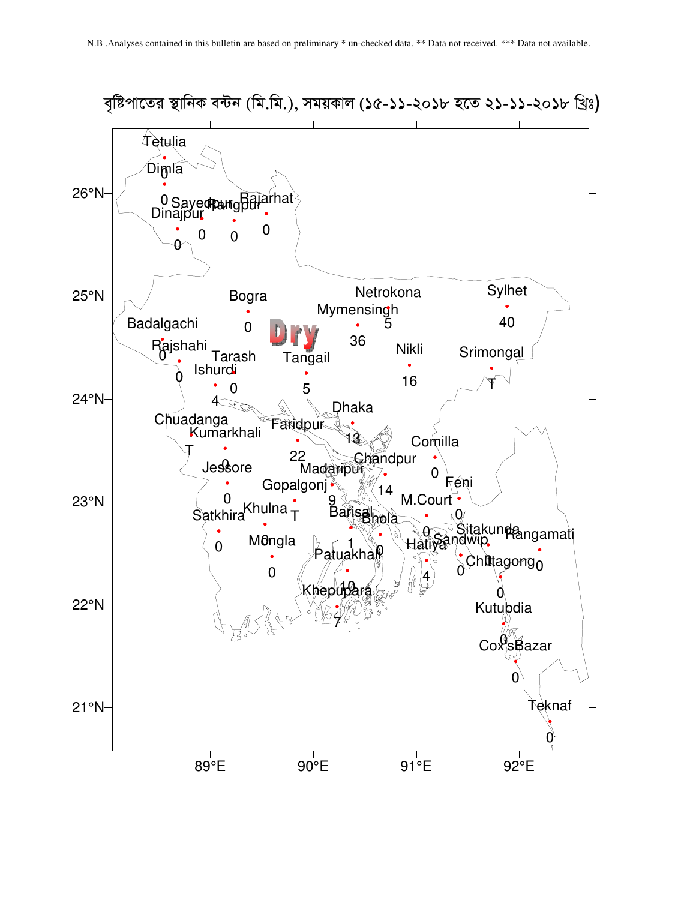N.B .Analyses contained in this bulletin are based on preliminary * un-checked data. ** Data not received. *** Data not available.

বৃষ্টিপাতের স্থানিক বন্টন (মি.মি.), সময়কাল (১৫-১১-২০১৮ হতে ২১-১১-২০১৮ খ্রিঃ)

Tetulia
0
Dimla
0
Sayedpur
0
Rangpur
0
Rajarhat
0
Dinajpur
0
Bogra
0
Badalgachi
0
Rajshahi
0
Tarash
0
Ishurdi
4
Netrokona
5
Mymensingh
36
Tangail
5
Nikli
16
Sylhet
40
Srimongal
T
Dry
Chuadanga
T
Kumarkhali
0
Faridpur
22
Dhaka
13
Comilla
0
Jessore
0
Madaripur
Gopalgonj
9
Chandpur
14
Feni
0
M.Court
0
Satkhira
0
Khulna
T
Barisal
1
Bhola
0
Sitakunda
0
Rangamati
0
Mongla
0
Patuakhali
10
Hatiya
4
Sandwip
0
Chittagong
0
Khepupara
7
Kutubdia
0
Cox'sBazar
0
Teknaf
0

26°N
25°N
24°N
23°N
22°N
21°N
89°E
90°E
91°E
92°E